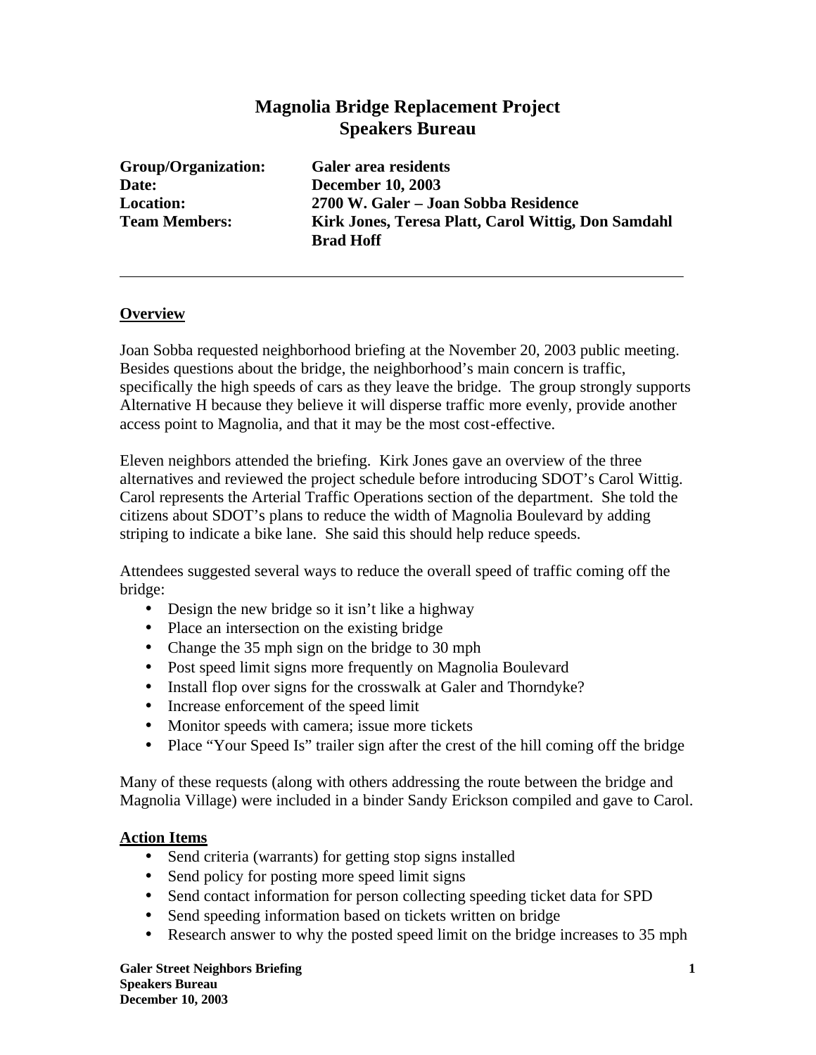# Magnolia Bridge Replacement Project
## Speakers Bureau

**Group/Organization:** Galer area residents
**Date:** December 10, 2003
**Location:** 2700 W. Galer – Joan Sobba Residence
**Team Members:** Kirk Jones, Teresa Platt, Carol Wittig, Don Samdahl Brad Hoff

---

**Overview**

Joan Sobba requested neighborhood briefing at the November 20, 2003 public meeting. Besides questions about the bridge, the neighborhood's main concern is traffic, specifically the high speeds of cars as they leave the bridge. The group strongly supports Alternative H because they believe it will disperse traffic more evenly, provide another access point to Magnolia, and that it may be the most cost-effective.

Eleven neighbors attended the briefing. Kirk Jones gave an overview of the three alternatives and reviewed the project schedule before introducing SDOT's Carol Wittig. Carol represents the Arterial Traffic Operations section of the department. She told the citizens about SDOT's plans to reduce the width of Magnolia Boulevard by adding striping to indicate a bike lane. She said this should help reduce speeds.

Attendees suggested several ways to reduce the overall speed of traffic coming off the bridge:

- Design the new bridge so it isn't like a highway
- Place an intersection on the existing bridge
- Change the 35 mph sign on the bridge to 30 mph
- Post speed limit signs more frequently on Magnolia Boulevard
- Install flop over signs for the crosswalk at Galer and Thorndyke?
- Increase enforcement of the speed limit
- Monitor speeds with camera; issue more tickets
- Place "Your Speed Is" trailer sign after the crest of the hill coming off the bridge

Many of these requests (along with others addressing the route between the bridge and Magnolia Village) were included in a binder Sandy Erickson compiled and gave to Carol.

**Action Items**

- Send criteria (warrants) for getting stop signs installed
- Send policy for posting more speed limit signs
- Send contact information for person collecting speeding ticket data for SPD
- Send speeding information based on tickets written on bridge
- Research answer to why the posted speed limit on the bridge increases to 35 mph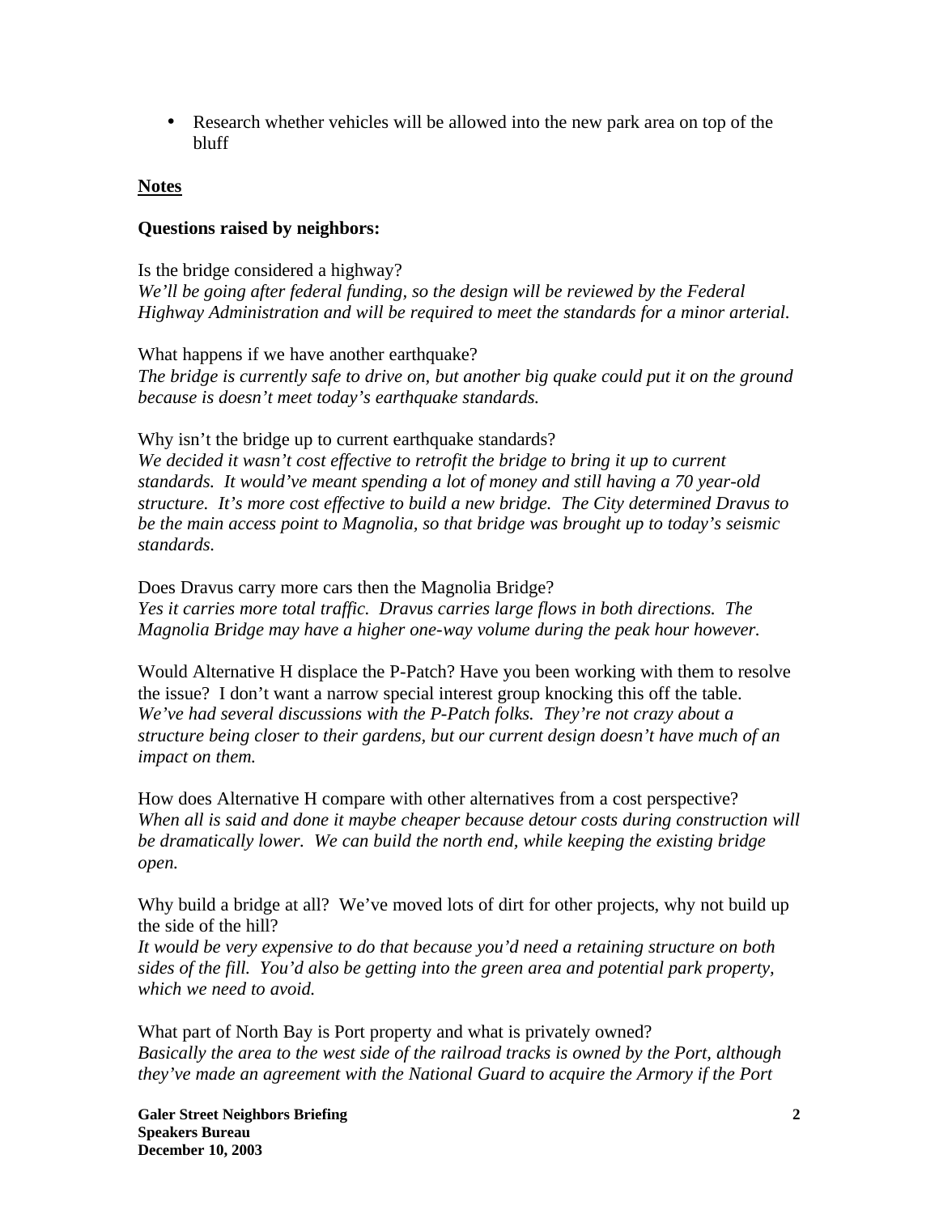- Research whether vehicles will be allowed into the new park area on top of the bluff

**Notes**

**Questions raised by neighbors:**

Is the bridge considered a highway?
*We'll be going after federal funding, so the design will be reviewed by the Federal Highway Administration and will be required to meet the standards for a minor arterial.*

What happens if we have another earthquake?
*The bridge is currently safe to drive on, but another big quake could put it on the ground because is doesn't meet today's earthquake standards.*

Why isn't the bridge up to current earthquake standards?
*We decided it wasn't cost effective to retrofit the bridge to bring it up to current standards. It would've meant spending a lot of money and still having a 70 year-old structure. It's more cost effective to build a new bridge. The City determined Dravus to be the main access point to Magnolia, so that bridge was brought up to today's seismic standards.*

Does Dravus carry more cars then the Magnolia Bridge?
*Yes it carries more total traffic. Dravus carries large flows in both directions. The Magnolia Bridge may have a higher one-way volume during the peak hour however.*

Would Alternative H displace the P-Patch? Have you been working with them to resolve the issue? I don't want a narrow special interest group knocking this off the table.
*We've had several discussions with the P-Patch folks. They're not crazy about a structure being closer to their gardens, but our current design doesn't have much of an impact on them.*

How does Alternative H compare with other alternatives from a cost perspective?
*When all is said and done it maybe cheaper because detour costs during construction will be dramatically lower. We can build the north end, while keeping the existing bridge open.*

Why build a bridge at all? We've moved lots of dirt for other projects, why not build up the side of the hill?
*It would be very expensive to do that because you'd need a retaining structure on both sides of the fill. You'd also be getting into the green area and potential park property, which we need to avoid.*

What part of North Bay is Port property and what is privately owned?
*Basically the area to the west side of the railroad tracks is owned by the Port, although they've made an agreement with the National Guard to acquire the Armory if the Port*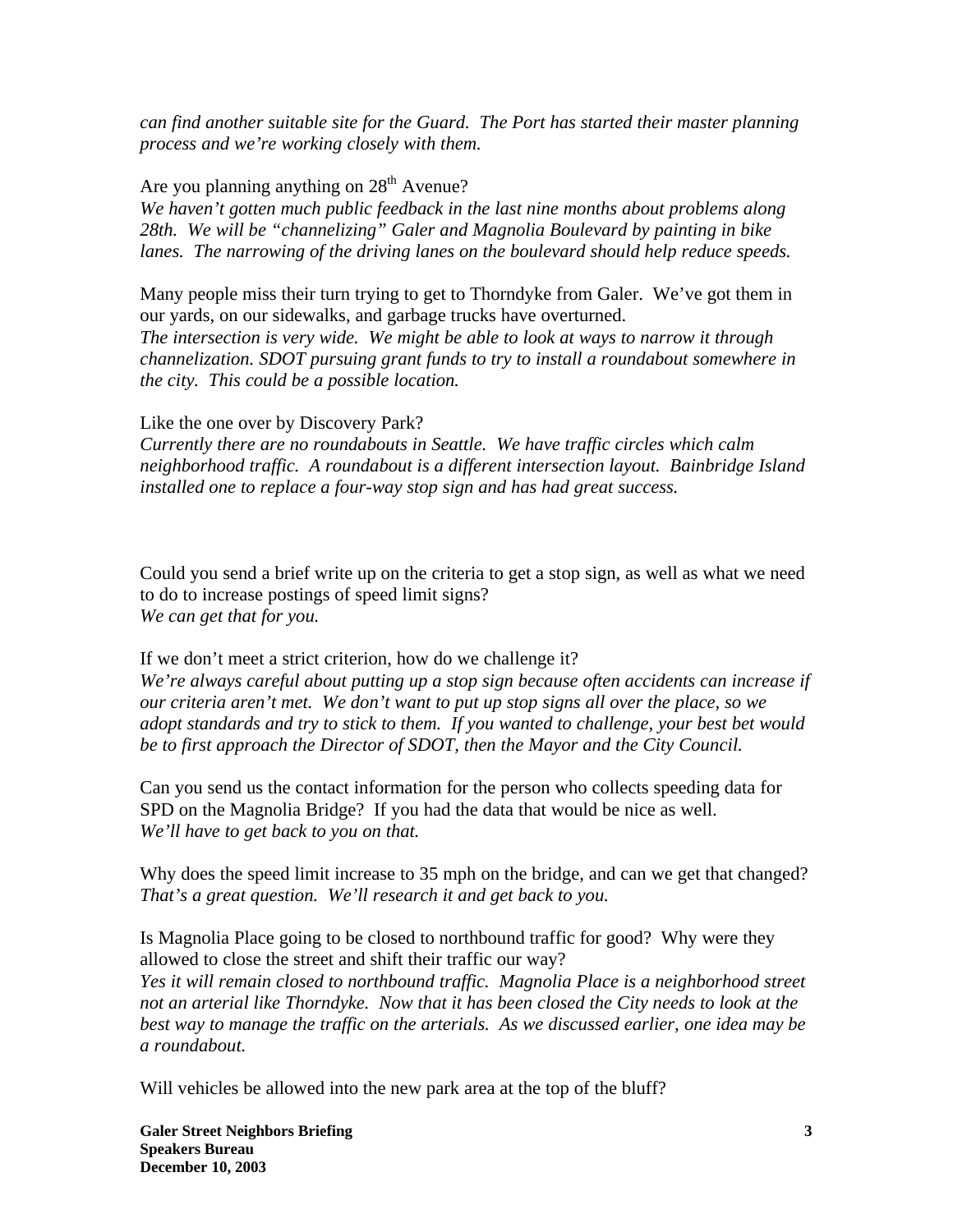*can find another suitable site for the Guard. The Port has started their master planning process and we're working closely with them.*

Are you planning anything on 28th Avenue?
*We haven't gotten much public feedback in the last nine months about problems along 28th. We will be "channelizing" Galer and Magnolia Boulevard by painting in bike lanes. The narrowing of the driving lanes on the boulevard should help reduce speeds.*

Many people miss their turn trying to get to Thorndyke from Galer. We've got them in our yards, on our sidewalks, and garbage trucks have overturned.
*The intersection is very wide. We might be able to look at ways to narrow it through channelization. SDOT pursuing grant funds to try to install a roundabout somewhere in the city. This could be a possible location.*

Like the one over by Discovery Park?
*Currently there are no roundabouts in Seattle. We have traffic circles which calm neighborhood traffic. A roundabout is a different intersection layout. Bainbridge Island installed one to replace a four-way stop sign and has had great success.*

Could you send a brief write up on the criteria to get a stop sign, as well as what we need to do to increase postings of speed limit signs?
*We can get that for you.*

If we don't meet a strict criterion, how do we challenge it?
*We're always careful about putting up a stop sign because often accidents can increase if our criteria aren't met. We don't want to put up stop signs all over the place, so we adopt standards and try to stick to them. If you wanted to challenge, your best bet would be to first approach the Director of SDOT, then the Mayor and the City Council.*

Can you send us the contact information for the person who collects speeding data for SPD on the Magnolia Bridge? If you had the data that would be nice as well.
*We'll have to get back to you on that.*

Why does the speed limit increase to 35 mph on the bridge, and can we get that changed?
*That's a great question. We'll research it and get back to you.*

Is Magnolia Place going to be closed to northbound traffic for good? Why were they allowed to close the street and shift their traffic our way?
*Yes it will remain closed to northbound traffic. Magnolia Place is a neighborhood street not an arterial like Thorndyke. Now that it has been closed the City needs to look at the best way to manage the traffic on the arterials. As we discussed earlier, one idea may be a roundabout.*

Will vehicles be allowed into the new park area at the top of the bluff?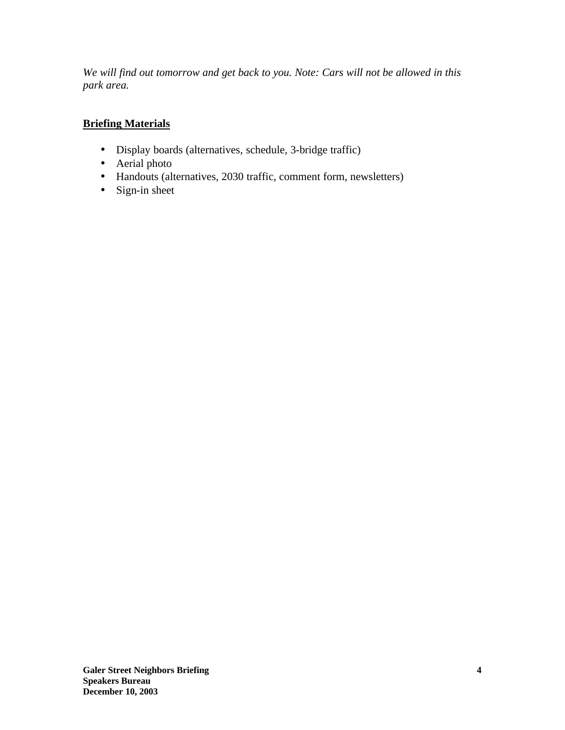*We will find out tomorrow and get back to you. Note: Cars will not be allowed in this park area.*

## Briefing Materials

- Display boards (alternatives, schedule, 3-bridge traffic)
- Aerial photo
- Handouts (alternatives, 2030 traffic, comment form, newsletters)
- Sign-in sheet